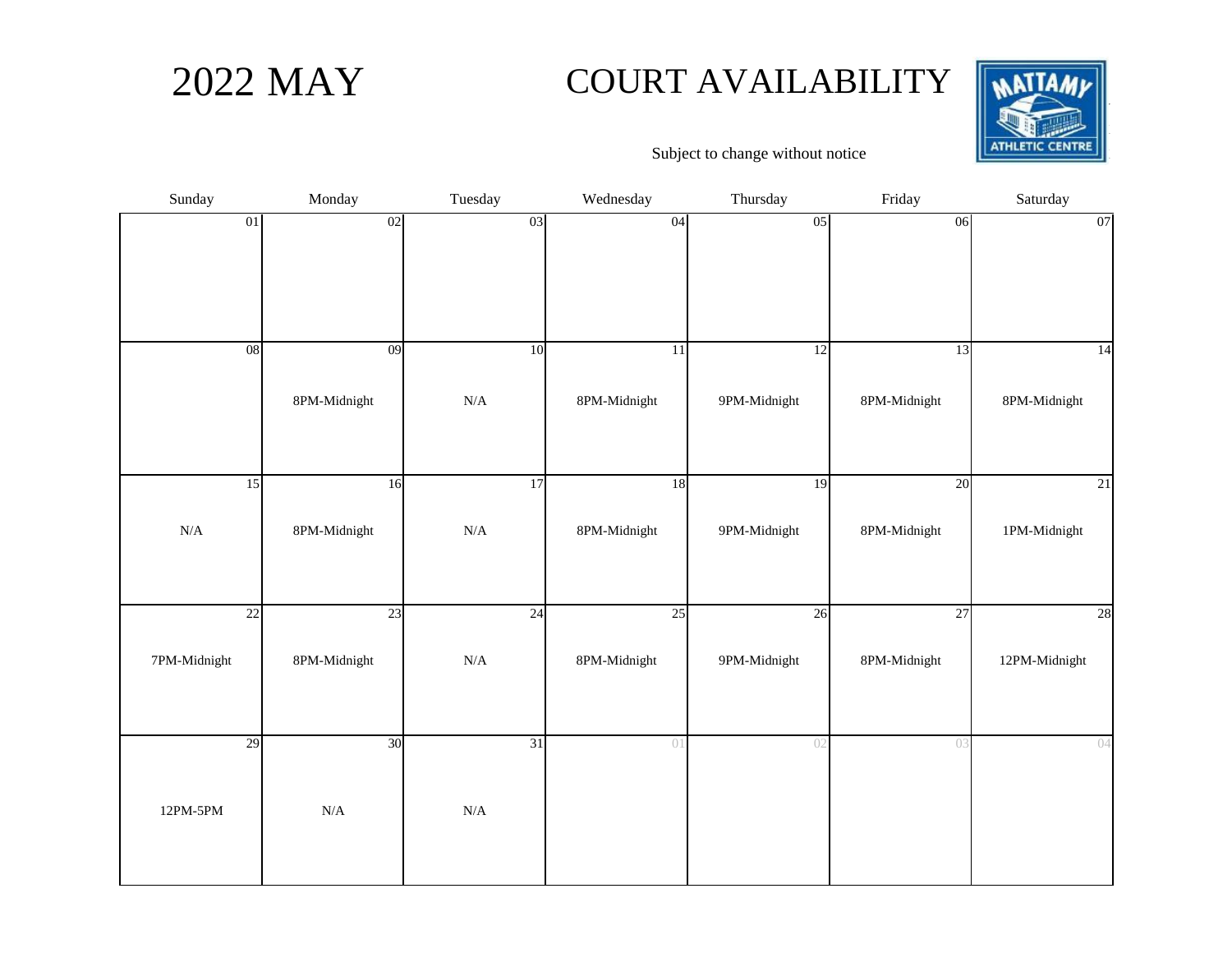# 2022 MAY

# COURT AVAILABILITY

Subject to change without notice

| Sunday | Monday | Tuesday | Wednesday | Thursday | Friday | Saturday |
|---|---|---|---|---|---|---|
| 01 | 02 | 03 | 04 | 05 | 06 | 07 |
| 08 | 09<br>8PM-Midnight | 10<br>N/A | 11<br>8PM-Midnight | 12<br>9PM-Midnight | 13<br>8PM-Midnight | 14<br>8PM-Midnight |
| 15<br>N/A | 16<br>8PM-Midnight | 17<br>N/A | 18<br>8PM-Midnight | 19<br>9PM-Midnight | 20<br>8PM-Midnight | 21<br>1PM-Midnight |
| 22<br>7PM-Midnight | 23<br>8PM-Midnight | 24<br>N/A | 25<br>8PM-Midnight | 26<br>9PM-Midnight | 27<br>8PM-Midnight | 28<br>12PM-Midnight |
| 29<br>12PM-5PM | 30<br>N/A | 31<br>N/A | 01 | 02 | 03 | 04 |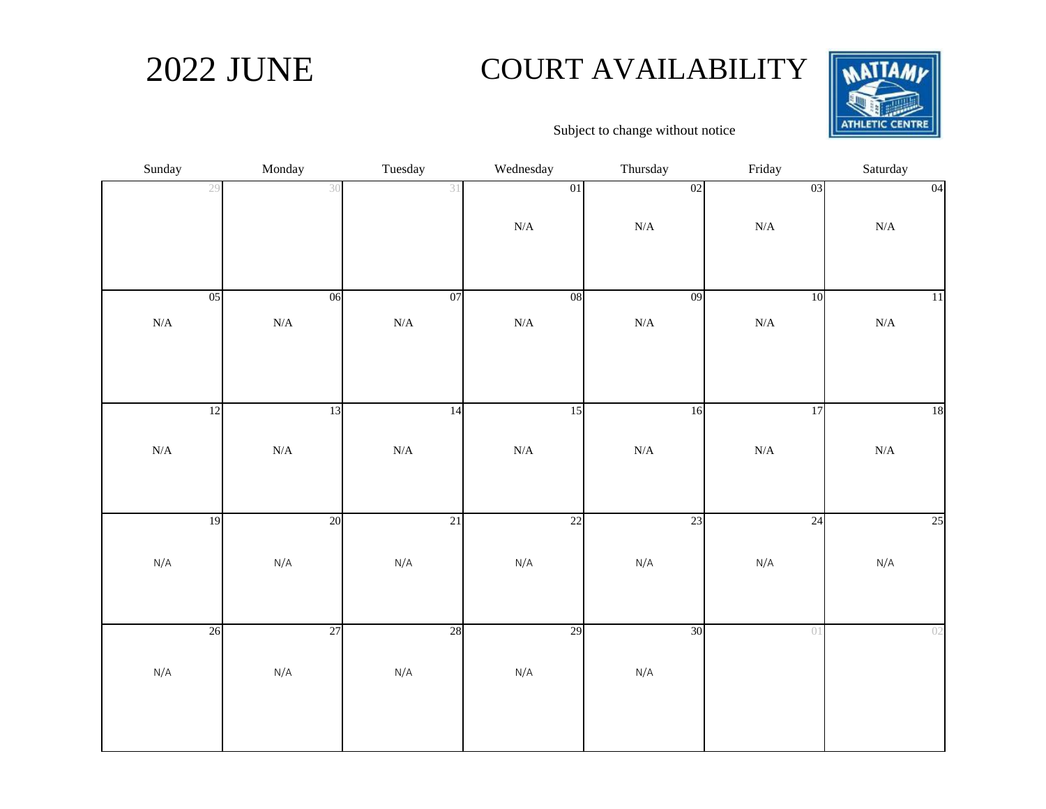# 2022 JUNE

## COURT AVAILABILITY

Subject to change without notice

| Sunday | Monday | Tuesday | Wednesday | Thursday | Friday | Saturday |
|---|---|---|---|---|---|---|
| 29 | 30 | 31 | 01 N/A | 02 N/A | 03 N/A | 04 N/A |
| 05 N/A | 06 N/A | 07 N/A | 08 N/A | 09 N/A | 10 N/A | 11 N/A |
| 12 N/A | 13 N/A | 14 N/A | 15 N/A | 16 N/A | 17 N/A | 18 N/A |
| 19 N/A | 20 N/A | 21 N/A | 22 N/A | 23 N/A | 24 N/A | 25 N/A |
| 26 N/A | 27 N/A | 28 N/A | 29 N/A | 30 N/A | 01 | 02 |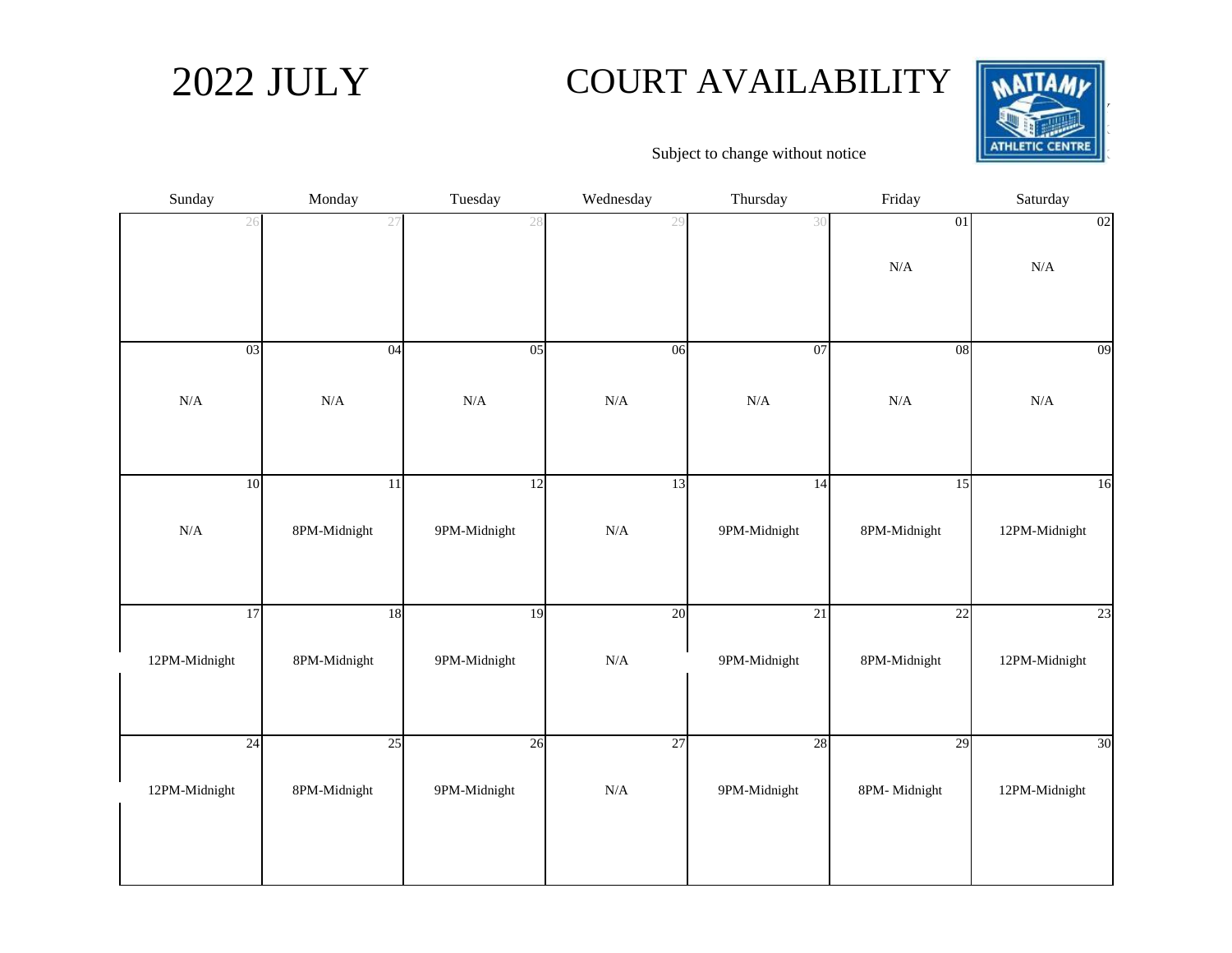# 2022 JULY

## COURT AVAILABILITY

MATTAMY ATHLETIC CENTRE

Subject to change without notice

| Sunday | Monday | Tuesday | Wednesday | Thursday | Friday | Saturday |
|---|---|---|---|---|---|---|
| 26 | 27 | 28 | 29 | 30 | 01 N/A | 02 N/A |
| 03 N/A | 04 N/A | 05 N/A | 06 N/A | 07 N/A | 08 N/A | 09 N/A |
| 10 N/A | 11 8PM-Midnight | 12 9PM-Midnight | 13 N/A | 14 9PM-Midnight | 15 8PM-Midnight | 16 12PM-Midnight |
| 17 12PM-Midnight | 18 8PM-Midnight | 19 9PM-Midnight | 20 N/A | 21 9PM-Midnight | 22 8PM-Midnight | 23 12PM-Midnight |
| 24 12PM-Midnight | 25 8PM-Midnight | 26 9PM-Midnight | 27 N/A | 28 9PM-Midnight | 29 8PM- Midnight | 30 12PM-Midnight |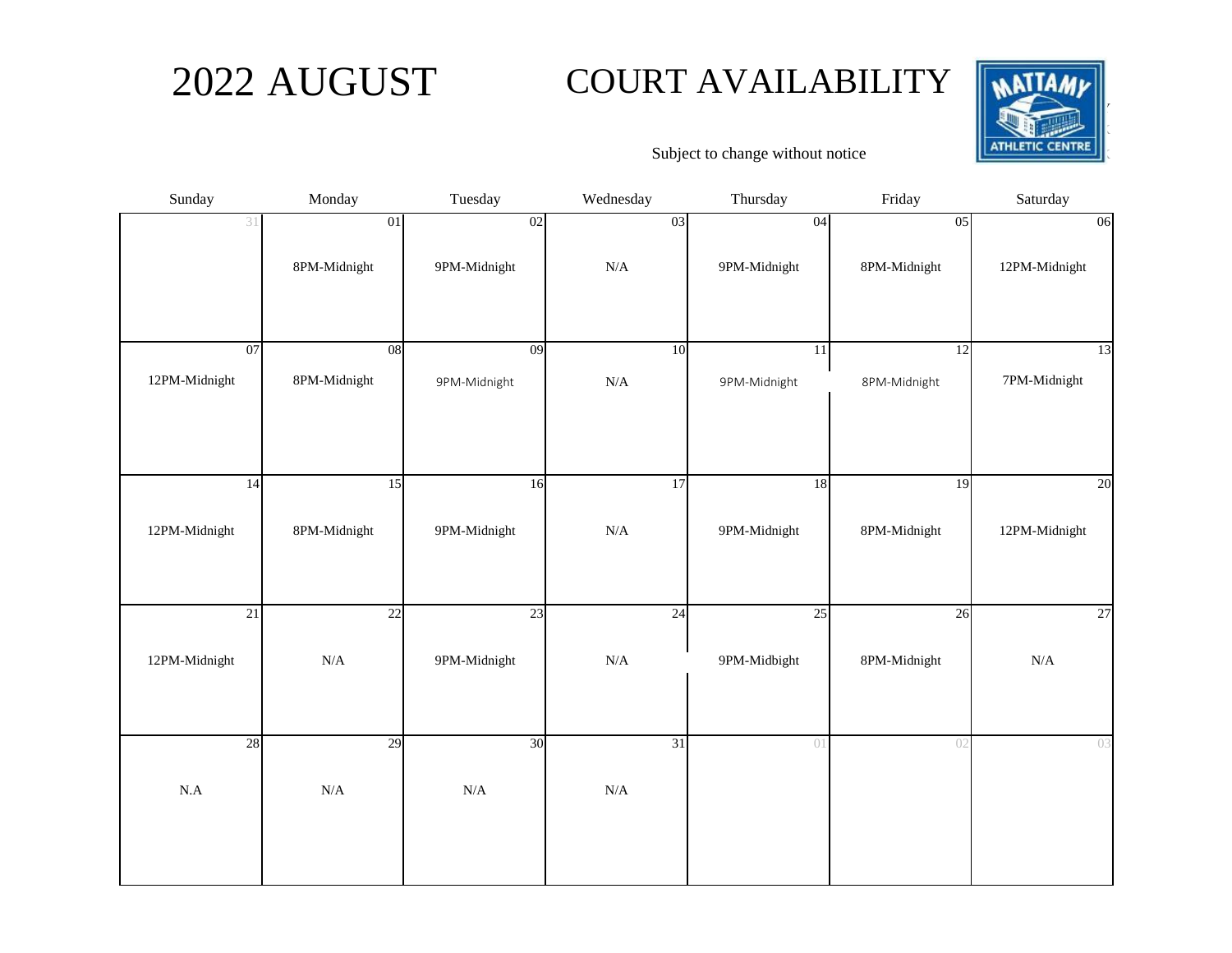# 2022 AUGUST

# COURT AVAILABILITY

MATTAMY ATHLETIC CENTRE

Subject to change without notice

| Sunday | Monday | Tuesday | Wednesday | Thursday | Friday | Saturday |
|---|---|---|---|---|---|---|
| 31 | 01<br>8PM-Midnight | 02<br>9PM-Midnight | 03<br>N/A | 04<br>9PM-Midnight | 05<br>8PM-Midnight | 06<br>12PM-Midnight |
| 07<br>12PM-Midnight | 08<br>8PM-Midnight | 09<br>9PM-Midnight | 10<br>N/A | 11<br>9PM-Midnight | 12<br>8PM-Midnight | 13<br>7PM-Midnight |
| 14<br>12PM-Midnight | 15<br>8PM-Midnight | 16<br>9PM-Midnight | 17<br>N/A | 18<br>9PM-Midnight | 19<br>8PM-Midnight | 20<br>12PM-Midnight |
| 21<br>12PM-Midnight | 22<br>N/A | 23<br>9PM-Midnight | 24<br>N/A | 25<br>9PM-Midbight | 26<br>8PM-Midnight | 27<br>N/A |
| 28<br>N.A | 29<br>N/A | 30<br>N/A | 31<br>N/A | 01 | 02 | 03 |